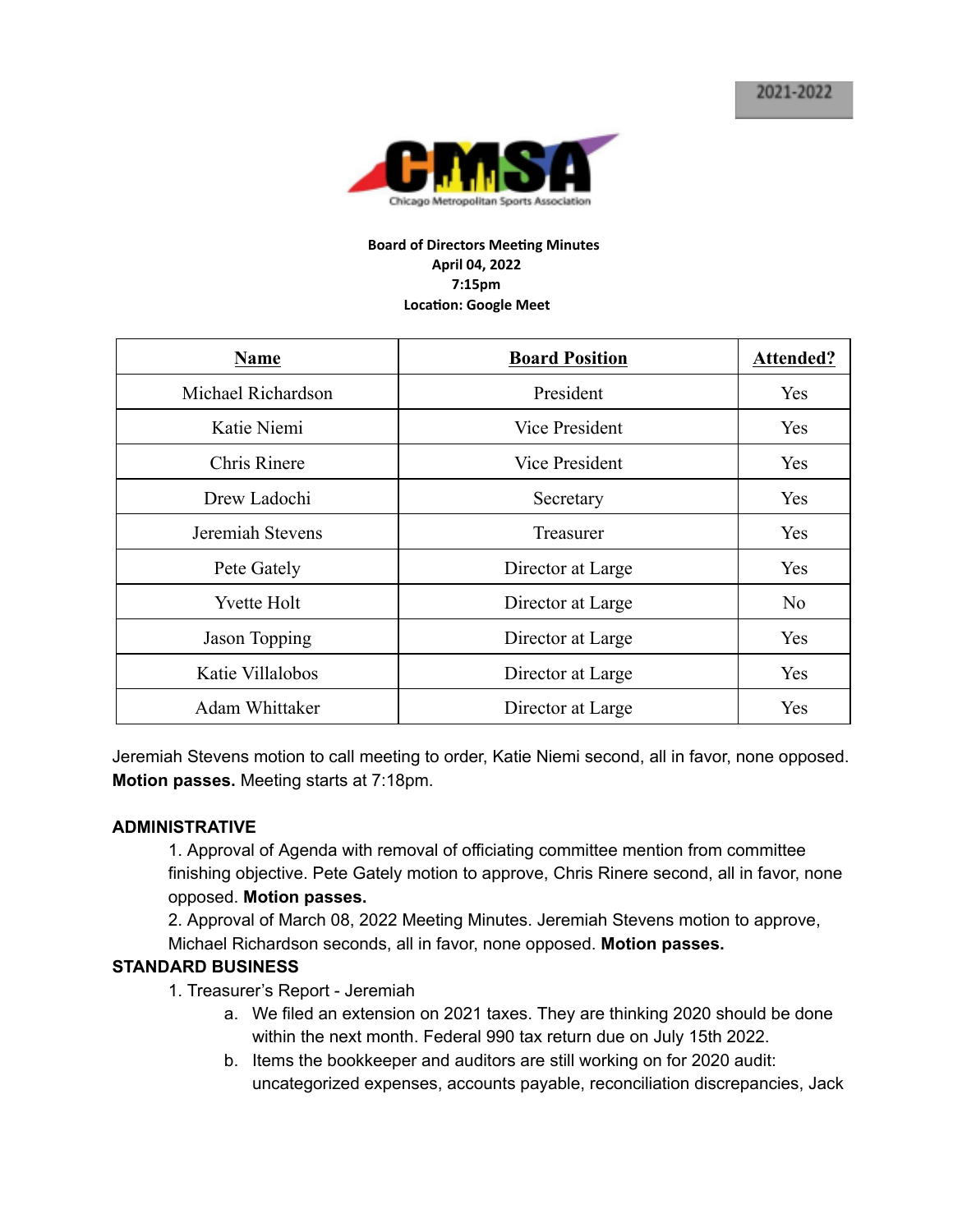2021-2022

Chicago Metropolitan Sports Association

**Board of Directors Meeting Minutes**
**April 04, 2022**
**7:15pm**
**Location: Google Meet**

| Name | Board Position | Attended? |
|---|---|---|
| Michael Richardson | President | Yes |
| Katie Niemi | Vice President | Yes |
| Chris Rinere | Vice President | Yes |
| Drew Ladochi | Secretary | Yes |
| Jeremiah Stevens | Treasurer | Yes |
| Pete Gately | Director at Large | Yes |
| Yvette Holt | Director at Large | No |
| Jason Topping | Director at Large | Yes |
| Katie Villalobos | Director at Large | Yes |
| Adam Whittaker | Director at Large | Yes |

Jeremiah Stevens motion to call meeting to order, Katie Niemi second, all in favor, none opposed. **Motion passes.** Meeting starts at 7:18pm.

**ADMINISTRATIVE**

1. Approval of Agenda with removal of officiating committee mention from committee finishing objective. Pete Gately motion to approve, Chris Rinere second, all in favor, none opposed. **Motion passes.**
2. Approval of March 08, 2022 Meeting Minutes. Jeremiah Stevens motion to approve, Michael Richardson seconds, all in favor, none opposed. **Motion passes.**

**STANDARD BUSINESS**

1. Treasurer's Report - Jeremiah
   a. We filed an extension on 2021 taxes. They are thinking 2020 should be done within the next month. Federal 990 tax return due on July 15th 2022.
   b. Items the bookkeeper and auditors are still working on for 2020 audit: uncategorized expenses, accounts payable, reconciliation discrepancies, Jack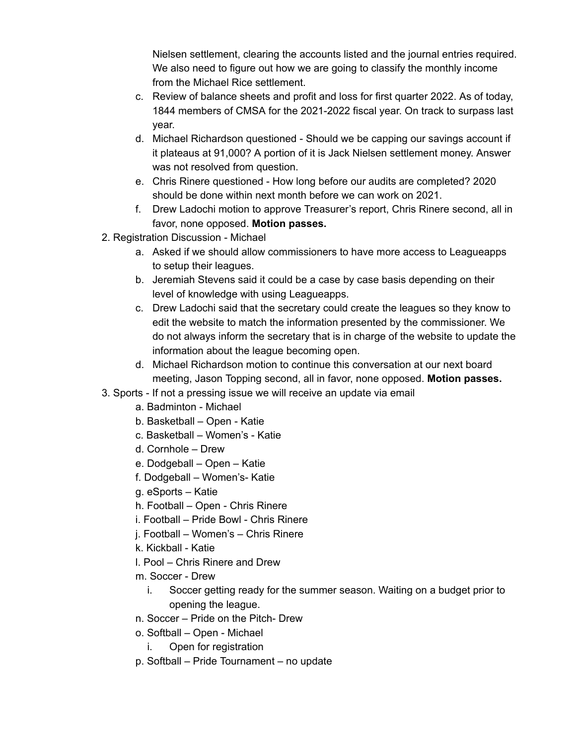Nielsen settlement, clearing the accounts listed and the journal entries required. We also need to figure out how we are going to classify the monthly income from the Michael Rice settlement.

   c. Review of balance sheets and profit and loss for first quarter 2022. As of today, 1844 members of CMSA for the 2021-2022 fiscal year. On track to surpass last year.
   d. Michael Richardson questioned - Should we be capping our savings account if it plateaus at 91,000? A portion of it is Jack Nielsen settlement money. Answer was not resolved from question.
   e. Chris Rinere questioned - How long before our audits are completed? 2020 should be done within next month before we can work on 2021.
   f. Drew Ladochi motion to approve Treasurer's report, Chris Rinere second, all in favor, none opposed. **Motion passes.**

2. Registration Discussion - Michael
   a. Asked if we should allow commissioners to have more access to Leagueapps to setup their leagues.
   b. Jeremiah Stevens said it could be a case by case basis depending on their level of knowledge with using Leagueapps.
   c. Drew Ladochi said that the secretary could create the leagues so they know to edit the website to match the information presented by the commissioner. We do not always inform the secretary that is in charge of the website to update the information about the league becoming open.
   d. Michael Richardson motion to continue this conversation at our next board meeting, Jason Topping second, all in favor, none opposed. **Motion passes.**

3. Sports - If not a pressing issue we will receive an update via email
   a. Badminton - Michael
   b. Basketball – Open - Katie
   c. Basketball – Women's - Katie
   d. Cornhole – Drew
   e. Dodgeball – Open – Katie
   f. Dodgeball – Women's- Katie
   g. eSports – Katie
   h. Football – Open - Chris Rinere
   i. Football – Pride Bowl - Chris Rinere
   j. Football – Women's – Chris Rinere
   k. Kickball - Katie
   l. Pool – Chris Rinere and Drew
   m. Soccer - Drew
      i. Soccer getting ready for the summer season. Waiting on a budget prior to opening the league.
   n. Soccer – Pride on the Pitch- Drew
   o. Softball – Open - Michael
      i. Open for registration
   p. Softball – Pride Tournament – no update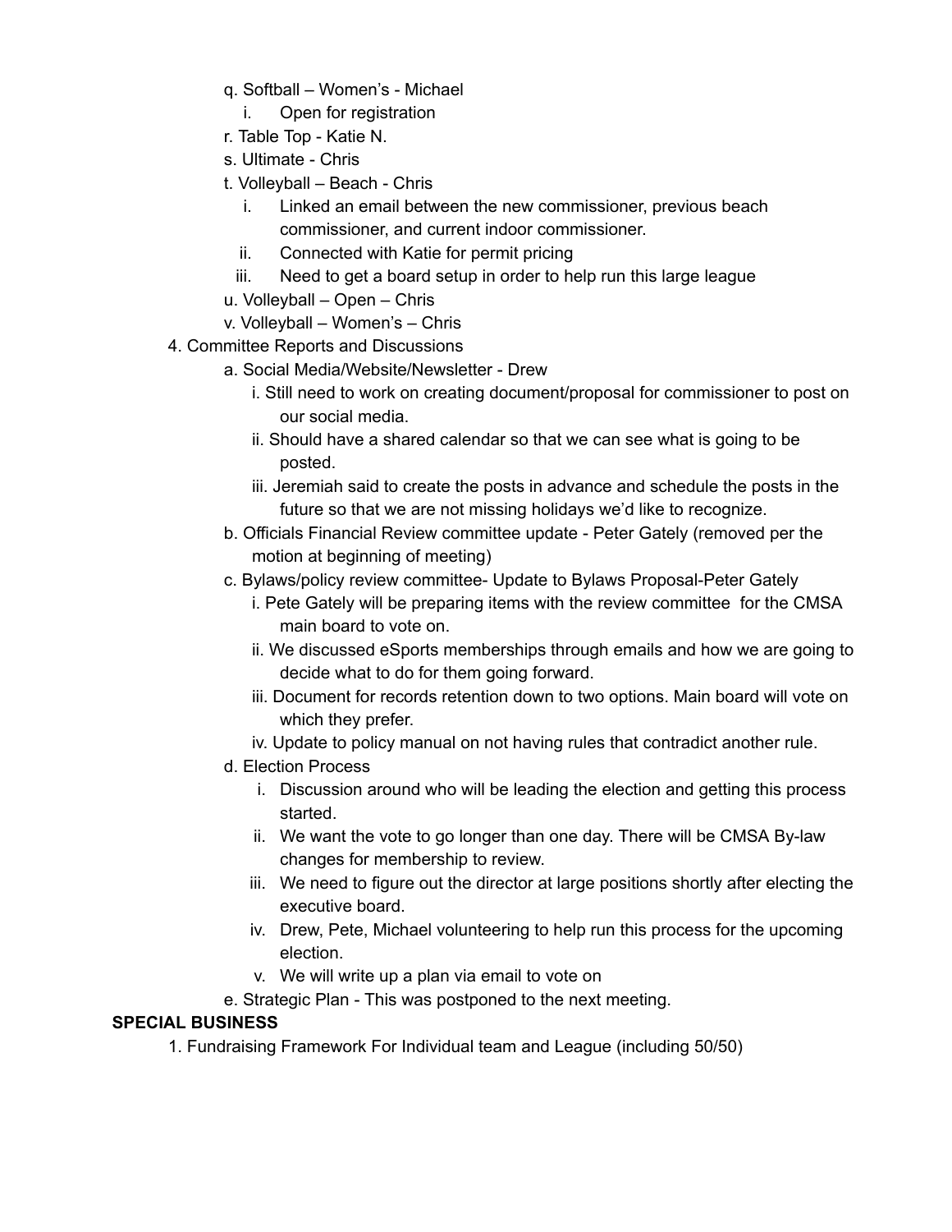q. Softball – Women's - Michael
   i. Open for registration

r. Table Top - Katie N.

s. Ultimate - Chris

t. Volleyball – Beach - Chris
   i. Linked an email between the new commissioner, previous beach commissioner, and current indoor commissioner.
   ii. Connected with Katie for permit pricing
   iii. Need to get a board setup in order to help run this large league

u. Volleyball – Open – Chris

v. Volleyball – Women's – Chris

4. Committee Reports and Discussions
   a. Social Media/Website/Newsletter - Drew
      i. Still need to work on creating document/proposal for commissioner to post on our social media.
      ii. Should have a shared calendar so that we can see what is going to be posted.
      iii. Jeremiah said to create the posts in advance and schedule the posts in the future so that we are not missing holidays we'd like to recognize.
   b. Officials Financial Review committee update - Peter Gately (removed per the motion at beginning of meeting)
   c. Bylaws/policy review committee- Update to Bylaws Proposal-Peter Gately
      i. Pete Gately will be preparing items with the review committee for the CMSA main board to vote on.
      ii. We discussed eSports memberships through emails and how we are going to decide what to do for them going forward.
      iii. Document for records retention down to two options. Main board will vote on which they prefer.
      iv. Update to policy manual on not having rules that contradict another rule.
   d. Election Process
      i. Discussion around who will be leading the election and getting this process started.
      ii. We want the vote to go longer than one day. There will be CMSA By-law changes for membership to review.
      iii. We need to figure out the director at large positions shortly after electing the executive board.
      iv. Drew, Pete, Michael volunteering to help run this process for the upcoming election.
      v. We will write up a plan via email to vote on
   e. Strategic Plan - This was postponed to the next meeting.

**SPECIAL BUSINESS**

1. Fundraising Framework For Individual team and League (including 50/50)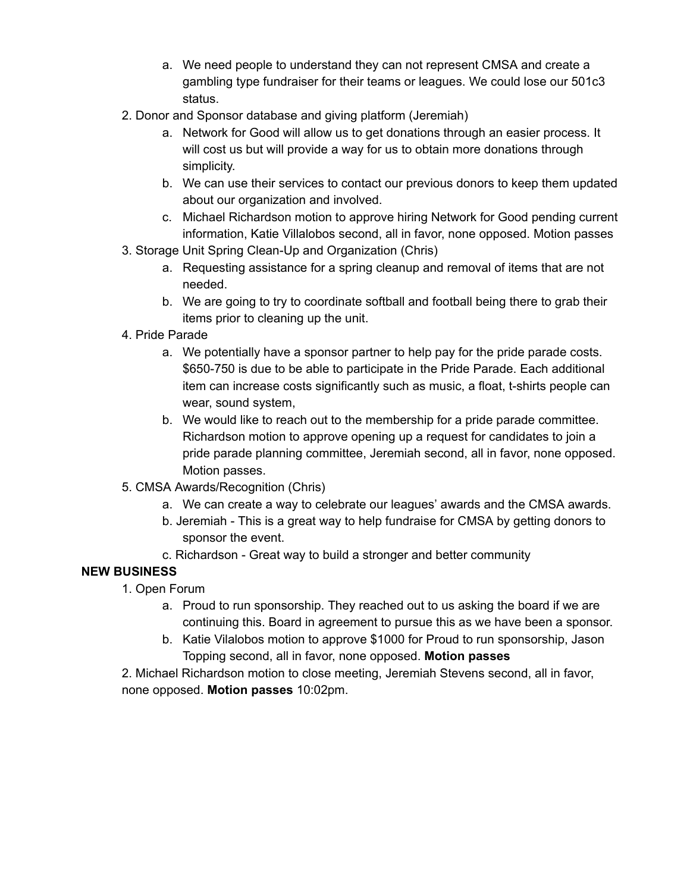a. We need people to understand they can not represent CMSA and create a gambling type fundraiser for their teams or leagues. We could lose our 501c3 status.

2. Donor and Sponsor database and giving platform (Jeremiah)
   a. Network for Good will allow us to get donations through an easier process. It will cost us but will provide a way for us to obtain more donations through simplicity.
   b. We can use their services to contact our previous donors to keep them updated about our organization and involved.
   c. Michael Richardson motion to approve hiring Network for Good pending current information, Katie Villalobos second, all in favor, none opposed. Motion passes
3. Storage Unit Spring Clean-Up and Organization (Chris)
   a. Requesting assistance for a spring cleanup and removal of items that are not needed.
   b. We are going to try to coordinate softball and football being there to grab their items prior to cleaning up the unit.
4. Pride Parade
   a. We potentially have a sponsor partner to help pay for the pride parade costs. $650-750 is due to be able to participate in the Pride Parade. Each additional item can increase costs significantly such as music, a float, t-shirts people can wear, sound system,
   b. We would like to reach out to the membership for a pride parade committee. Richardson motion to approve opening up a request for candidates to join a pride parade planning committee, Jeremiah second, all in favor, none opposed. Motion passes.
5. CMSA Awards/Recognition (Chris)
   a. We can create a way to celebrate our leagues' awards and the CMSA awards.
   b. Jeremiah - This is a great way to help fundraise for CMSA by getting donors to sponsor the event.
   c. Richardson - Great way to build a stronger and better community

**NEW BUSINESS**

1. Open Forum
   a. Proud to run sponsorship. They reached out to us asking the board if we are continuing this. Board in agreement to pursue this as we have been a sponsor.
   b. Katie Vilalobos motion to approve $1000 for Proud to run sponsorship, Jason Topping second, all in favor, none opposed. **Motion passes**
2. Michael Richardson motion to close meeting, Jeremiah Stevens second, all in favor, none opposed. **Motion passes** 10:02pm.